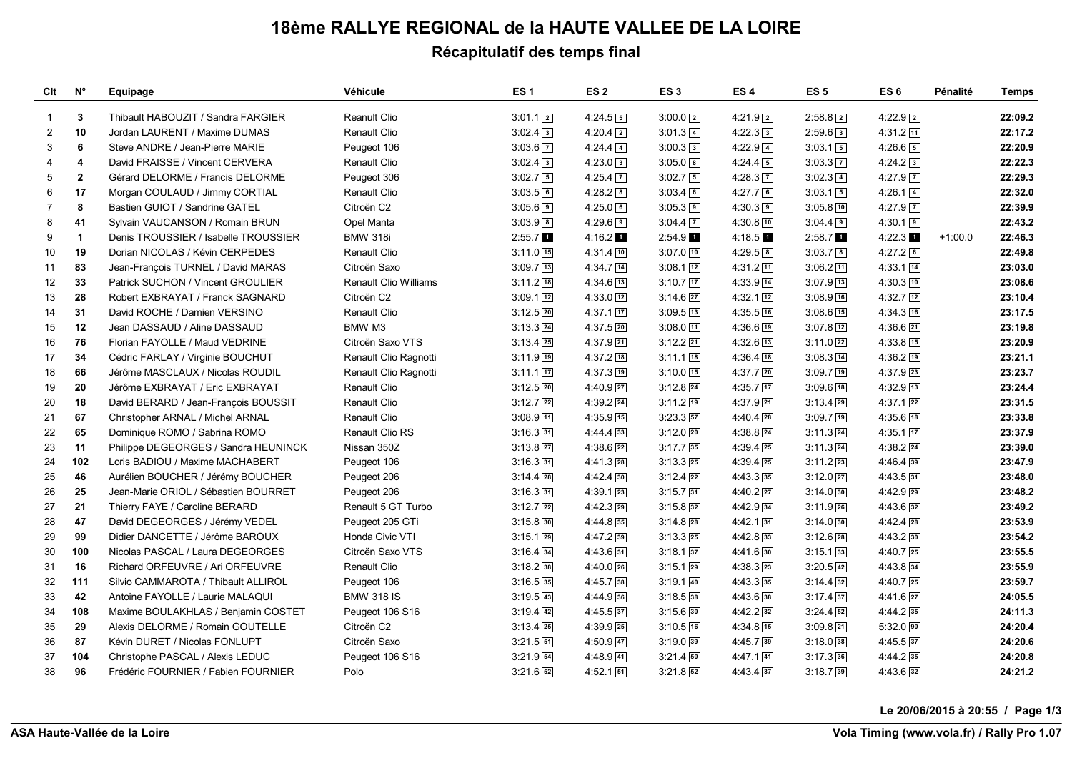# 18ème RALLYE REGIONAL de la HAUTE VALLEE DE LA LOIRE

## Récapitulatif des temps final

| Clt | N° | Equipage | Véhicule | ES 1 | ES 2 | ES 3 | ES 4 | ES 5 | ES 6 | Pénalité | Temps |
|---|---|---|---|---|---|---|---|---|---|---|---|
| 1 | **3** | Thibault HABOUZIT / Sandra FARGIER | Reanult Clio | 3:01.1 [2] | 4:24.5 [5] | 3:00.0 [2] | 4:21.9 [2] | 2:58.8 [2] | 4:22.9 [2] | | **22:09.2** |
| 2 | **10** | Jordan LAURENT / Maxime DUMAS | Renault Clio | 3:02.4 [3] | 4:20.4 [2] | 3:01.3 [4] | 4:22.3 [3] | 2:59.6 [3] | 4:31.2 [11] | | **22:17.2** |
| 3 | **6** | Steve ANDRE / Jean-Pierre MARIE | Peugeot 106 | 3:03.6 [7] | 4:24.4 [4] | 3:00.3 [3] | 4:22.9 [4] | 3:03.1 [5] | 4:26.6 [5] | | **22:20.9** |
| 4 | **4** | David FRAISSE / Vincent CERVERA | Renault Clio | 3:02.4 [3] | 4:23.0 [3] | 3:05.0 [8] | 4:24.4 [5] | 3:03.3 [7] | 4:24.2 [3] | | **22:22.3** |
| 5 | **2** | Gérard DELORME / Francis DELORME | Peugeot 306 | 3:02.7 [5] | 4:25.4 [7] | 3:02.7 [5] | 4:28.3 [7] | 3:02.3 [4] | 4:27.9 [7] | | **22:29.3** |
| 6 | **17** | Morgan COULAUD / Jimmy CORTIAL | Renault Clio | 3:03.5 [6] | 4:28.2 [8] | 3:03.4 [6] | 4:27.7 [6] | 3:03.1 [5] | 4:26.1 [4] | | **22:32.0** |
| 7 | **8** | Bastien GUIOT / Sandrine GATEL | Citroën C2 | 3:05.6 [9] | 4:25.0 [6] | 3:05.3 [9] | 4:30.3 [9] | 3:05.8 [10] | 4:27.9 [7] | | **22:39.9** |
| 8 | **41** | Sylvain VAUCANSON / Romain BRUN | Opel Manta | 3:03.9 [8] | 4:29.6 [9] | 3:04.4 [7] | 4:30.8 [10] | 3:04.4 [9] | 4:30.1 [9] | | **22:43.2** |
| 9 | **1** | Denis TROUSSIER / Isabelle TROUSSIER | BMW 318i | 2:55.7 [1] | 4:16.2 [1] | 2:54.9 [1] | 4:18.5 [1] | 2:58.7 [1] | 4:22.3 [1] | +1:00.0 | **22:46.3** |
| 10 | **19** | Dorian NICOLAS / Kévin CERPEDES | Renault Clio | 3:11.0 [15] | 4:31.4 [10] | 3:07.0 [10] | 4:29.5 [8] | 3:03.7 [8] | 4:27.2 [6] | | **22:49.8** |
| 11 | **83** | Jean-François TURNEL / David MARAS | Citroën Saxo | 3:09.7 [13] | 4:34.7 [14] | 3:08.1 [12] | 4:31.2 [11] | 3:06.2 [11] | 4:33.1 [14] | | **23:03.0** |
| 12 | **33** | Patrick SUCHON / Vincent GROULIER | Renault Clio Williams | 3:11.2 [18] | 4:34.6 [13] | 3:10.7 [17] | 4:33.9 [14] | 3:07.9 [13] | 4:30.3 [10] | | **23:08.6** |
| 13 | **28** | Robert EXBRAYAT / Franck SAGNARD | Citroën C2 | 3:09.1 [12] | 4:33.0 [12] | 3:14.6 [27] | 4:32.1 [12] | 3:08.9 [16] | 4:32.7 [12] | | **23:10.4** |
| 14 | **31** | David ROCHE / Damien VERSINO | Renault Clio | 3:12.5 [20] | 4:37.1 [17] | 3:09.5 [13] | 4:35.5 [16] | 3:08.6 [15] | 4:34.3 [16] | | **23:17.5** |
| 15 | **12** | Jean DASSAUD / Aline DASSAUD | BMW M3 | 3:13.3 [24] | 4:37.5 [20] | 3:08.0 [11] | 4:36.6 [19] | 3:07.8 [12] | 4:36.6 [21] | | **23:19.8** |
| 16 | **76** | Florian FAYOLLE / Maud VEDRINE | Citroën Saxo VTS | 3:13.4 [25] | 4:37.9 [21] | 3:12.2 [21] | 4:32.6 [13] | 3:11.0 [22] | 4:33.8 [15] | | **23:20.9** |
| 17 | **34** | Cédric FARLAY / Virginie BOUCHUT | Renault Clio Ragnotti | 3:11.9 [19] | 4:37.2 [18] | 3:11.1 [18] | 4:36.4 [18] | 3:08.3 [14] | 4:36.2 [19] | | **23:21.1** |
| 18 | **66** | Jérôme MASCLAUX / Nicolas ROUDIL | Renault Clio Ragnotti | 3:11.1 [17] | 4:37.3 [19] | 3:10.0 [15] | 4:37.7 [20] | 3:09.7 [19] | 4:37.9 [23] | | **23:23.7** |
| 19 | **20** | Jérôme EXBRAYAT / Eric EXBRAYAT | Renault Clio | 3:12.5 [20] | 4:40.9 [27] | 3:12.8 [24] | 4:35.7 [17] | 3:09.6 [18] | 4:32.9 [13] | | **23:24.4** |
| 20 | **18** | David BERARD / Jean-François BOUSSIT | Renault Clio | 3:12.7 [22] | 4:39.2 [24] | 3:11.2 [19] | 4:37.9 [21] | 3:13.4 [29] | 4:37.1 [22] | | **23:31.5** |
| 21 | **67** | Christopher ARNAL / Michel ARNAL | Renault Clio | 3:08.9 [11] | 4:35.9 [15] | 3:23.3 [57] | 4:40.4 [28] | 3:09.7 [19] | 4:35.6 [18] | | **23:33.8** |
| 22 | **65** | Dominique ROMO / Sabrina ROMO | Renault Clio RS | 3:16.3 [31] | 4:44.4 [33] | 3:12.0 [20] | 4:38.8 [24] | 3:11.3 [24] | 4:35.1 [17] | | **23:37.9** |
| 23 | **11** | Philippe DEGEORGES / Sandra HEUNINCK | Nissan 350Z | 3:13.8 [27] | 4:38.6 [22] | 3:17.7 [35] | 4:39.4 [25] | 3:11.3 [24] | 4:38.2 [24] | | **23:39.0** |
| 24 | **102** | Loris BADIOU / Maxime MACHABERT | Peugeot 106 | 3:16.3 [31] | 4:41.3 [28] | 3:13.3 [25] | 4:39.4 [25] | 3:11.2 [23] | 4:46.4 [39] | | **23:47.9** |
| 25 | **46** | Aurélien BOUCHER / Jérémy BOUCHER | Peugeot 206 | 3:14.4 [28] | 4:42.4 [30] | 3:12.4 [22] | 4:43.3 [35] | 3:12.0 [27] | 4:43.5 [31] | | **23:48.0** |
| 26 | **25** | Jean-Marie ORIOL / Sébastien BOURRET | Peugeot 206 | 3:16.3 [31] | 4:39.1 [23] | 3:15.7 [31] | 4:40.2 [27] | 3:14.0 [30] | 4:42.9 [29] | | **23:48.2** |
| 27 | **21** | Thierry FAYE / Caroline BERARD | Renault 5 GT Turbo | 3:12.7 [22] | 4:42.3 [29] | 3:15.8 [32] | 4:42.9 [34] | 3:11.9 [26] | 4:43.6 [32] | | **23:49.2** |
| 28 | **47** | David DEGEORGES / Jérémy VEDEL | Peugeot 205 GTi | 3:15.8 [30] | 4:44.8 [35] | 3:14.8 [28] | 4:42.1 [31] | 3:14.0 [30] | 4:42.4 [28] | | **23:53.9** |
| 29 | **99** | Didier DANCETTE / Jérôme BAROUX | Honda Civic VTI | 3:15.1 [29] | 4:47.2 [39] | 3:13.3 [25] | 4:42.8 [33] | 3:12.6 [28] | 4:43.2 [30] | | **23:54.2** |
| 30 | **100** | Nicolas PASCAL / Laura DEGEORGES | Citroën Saxo VTS | 3:16.4 [34] | 4:43.6 [31] | 3:18.1 [37] | 4:41.6 [30] | 3:15.1 [33] | 4:40.7 [25] | | **23:55.5** |
| 31 | **16** | Richard ORFEUVRE / Ari ORFEUVRE | Renault Clio | 3:18.2 [38] | 4:40.0 [26] | 3:15.1 [29] | 4:38.3 [23] | 3:20.5 [42] | 4:43.8 [34] | | **23:55.9** |
| 32 | **111** | Silvio CAMMAROTA / Thibault ALLIROL | Peugeot 106 | 3:16.5 [35] | 4:45.7 [38] | 3:19.1 [40] | 4:43.3 [35] | 3:14.4 [32] | 4:40.7 [25] | | **23:59.7** |
| 33 | **42** | Antoine FAYOLLE / Laurie MALAQUI | BMW 318 IS | 3:19.5 [43] | 4:44.9 [36] | 3:18.5 [38] | 4:43.6 [38] | 3:17.4 [37] | 4:41.6 [27] | | **24:05.5** |
| 34 | **108** | Maxime BOULAKHLAS / Benjamin COSTET | Peugeot 106 S16 | 3:19.4 [42] | 4:45.5 [37] | 3:15.6 [30] | 4:42.2 [32] | 3:24.4 [52] | 4:44.2 [35] | | **24:11.3** |
| 35 | **29** | Alexis DELORME / Romain GOUTELLE | Citroën C2 | 3:13.4 [25] | 4:39.9 [25] | 3:10.5 [16] | 4:34.8 [15] | 3:09.8 [21] | 5:32.0 [90] | | **24:20.4** |
| 36 | **87** | Kévin DURET / Nicolas FONLUPT | Citroën Saxo | 3:21.5 [51] | 4:50.9 [47] | 3:19.0 [39] | 4:45.7 [39] | 3:18.0 [38] | 4:45.5 [37] | | **24:20.6** |
| 37 | **104** | Christophe PASCAL / Alexis LEDUC | Peugeot 106 S16 | 3:21.9 [54] | 4:48.9 [41] | 3:21.4 [50] | 4:47.1 [41] | 3:17.3 [36] | 4:44.2 [35] | | **24:20.8** |
| 38 | **96** | Frédéric FOURNIER / Fabien FOURNIER | Polo | 3:21.6 [52] | 4:52.1 [51] | 3:21.8 [52] | 4:43.4 [37] | 3:18.7 [39] | 4:43.6 [32] | | **24:21.2** |

**Le 20/06/2015 à 20:55**

**ASA Haute-Vallée de la Loire**

**Vola Timing (www.vola.fr) / Rally Pro 1.07**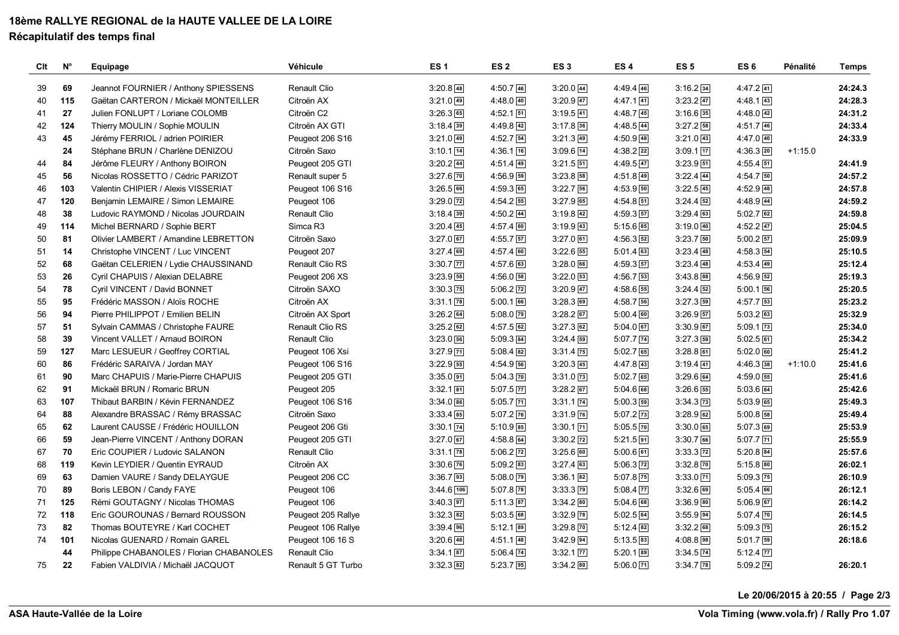# 18ème RALLYE REGIONAL de la HAUTE VALLEE DE LA LOIRE

## Récapitulatif des temps final

| Clt | N° | Equipage | Véhicule | ES 1 | ES 2 | ES 3 | ES 4 | ES 5 | ES 6 | Pénalité | Temps |
|---|---|---|---|---|---|---|---|---|---|---|---|
| 39 | 69 | Jeannot FOURNIER / Anthony SPIESSENS | Renault Clio | 3:20.8 48 | 4:50.7 46 | 3:20.0 44 | 4:49.4 46 | 3:16.2 34 | 4:47.2 41 | | 24:24.3 |
| 40 | 115 | Gaëtan CARTERON / Mickaël MONTEILLER | Citroën AX | 3:21.0 49 | 4:48.0 40 | 3:20.9 47 | 4:47.1 41 | 3:23.2 47 | 4:48.1 43 | | 24:28.3 |
| 41 | 27 | Julien FONLUPT / Loriane COLOMB | Citroën C2 | 3:26.3 65 | 4:52.1 51 | 3:19.5 41 | 4:48.7 45 | 3:16.6 35 | 4:48.0 42 | | 24:31.2 |
| 42 | 124 | Thierry MOULIN / Sophie MOULIN | Citroën AX GTI | 3:18.4 39 | 4:49.8 42 | 3:17.8 36 | 4:48.5 44 | 3:27.2 58 | 4:51.7 46 | | 24:33.4 |
| 43 | 45 | Jérémy FERRIOL / adrien POIRIER | Peugeot 206 S16 | 3:21.0 49 | 4:52.7 54 | 3:21.3 49 | 4:50.9 48 | 3:21.0 43 | 4:47.0 40 | | 24:33.9 |
| | 24 | Stéphane BRUN / Charlène DENIZOU | Citroën Saxo | 3:10.1 14 | 4:36.1 16 | 3:09.6 14 | 4:38.2 22 | 3:09.1 17 | 4:36.3 20 | +1:15.0 | |
| 44 | 84 | Jérôme FLEURY / Anthony BOIRON | Peugeot 205 GTI | 3:20.2 44 | 4:51.4 49 | 3:21.5 51 | 4:49.5 47 | 3:23.9 51 | 4:55.4 51 | | 24:41.9 |
| 45 | 56 | Nicolas ROSSETTO / Cédric PARIZOT | Renault super 5 | 3:27.6 70 | 4:56.9 59 | 3:23.8 58 | 4:51.8 49 | 3:22.4 44 | 4:54.7 50 | | 24:57.2 |
| 46 | 103 | Valentin CHIPIER / Alexis VISSERIAT | Peugeot 106 S16 | 3:26.5 66 | 4:59.3 65 | 3:22.7 56 | 4:53.9 50 | 3:22.5 45 | 4:52.9 48 | | 24:57.8 |
| 47 | 120 | Benjamin LEMAIRE / Simon LEMAIRE | Peugeot 106 | 3:29.0 72 | 4:54.2 55 | 3:27.9 65 | 4:54.8 51 | 3:24.4 52 | 4:48.9 44 | | 24:59.2 |
| 48 | 38 | Ludovic RAYMOND / Nicolas JOURDAIN | Renault Clio | 3:18.4 39 | 4:50.2 44 | 3:19.8 42 | 4:59.3 57 | 3:29.4 63 | 5:02.7 62 | | 24:59.8 |
| 49 | 114 | Michel BERNARD / Sophie BERT | Simca R3 | 3:20.4 45 | 4:57.4 60 | 3:19.9 43 | 5:15.6 85 | 3:19.0 40 | 4:52.2 47 | | 25:04.5 |
| 50 | 81 | Olivier LAMBERT / Amandine LEBRETTON | Citroën Saxo | 3:27.0 67 | 4:55.7 57 | 3:27.0 61 | 4:56.3 52 | 3:23.7 50 | 5:00.2 57 | | 25:09.9 |
| 51 | 14 | Christophe VINCENT / Luc VINCENT | Peugeot 207 | 3:27.4 69 | 4:57.4 60 | 3:22.6 55 | 5:01.4 63 | 3:23.4 48 | 4:58.3 54 | | 25:10.5 |
| 52 | 68 | Gaëtan CELERIEN / Lydie CHAUSSINAND | Renault Clio RS | 3:30.7 77 | 4:57.6 63 | 3:28.0 66 | 4:59.3 57 | 3:23.4 48 | 4:53.4 49 | | 25:12.4 |
| 53 | 26 | Cyril CHAPUIS / Alexian DELABRE | Peugeot 206 XS | 3:23.9 58 | 4:56.0 58 | 3:22.0 53 | 4:56.7 53 | 3:43.8 88 | 4:56.9 52 | | 25:19.3 |
| 54 | 78 | Cyril VINCENT / David BONNET | Citroën SAXO | 3:30.3 75 | 5:06.2 72 | 3:20.9 47 | 4:58.6 55 | 3:24.4 52 | 5:00.1 56 | | 25:20.5 |
| 55 | 95 | Frédéric MASSON / Aloïs ROCHE | Citroën AX | 3:31.1 78 | 5:00.1 66 | 3:28.3 69 | 4:58.7 56 | 3:27.3 59 | 4:57.7 53 | | 25:23.2 |
| 56 | 94 | Pierre PHILIPPOT / Emilien BELIN | Citroën AX Sport | 3:26.2 64 | 5:08.0 79 | 3:28.2 67 | 5:00.4 60 | 3:26.9 57 | 5:03.2 63 | | 25:32.9 |
| 57 | 51 | Sylvain CAMMAS / Christophe FAURE | Renault Clio RS | 3:25.2 62 | 4:57.5 62 | 3:27.3 62 | 5:04.0 67 | 3:30.9 67 | 5:09.1 73 | | 25:34.0 |
| 58 | 39 | Vincent VALLET / Arnaud BOIRON | Renault Clio | 3:23.0 56 | 5:09.3 84 | 3:24.4 59 | 5:07.7 74 | 3:27.3 59 | 5:02.5 61 | | 25:34.2 |
| 59 | 127 | Marc LESUEUR / Geoffrey CORTIAL | Peugeot 106 Xsi | 3:27.9 71 | 5:08.4 82 | 3:31.4 75 | 5:02.7 65 | 3:28.8 61 | 5:02.0 60 | | 25:41.2 |
| 60 | 86 | Frédéric SARAIVA / Jordan MAY | Peugeot 106 S16 | 3:22.9 55 | 4:54.9 56 | 3:20.3 45 | 4:47.8 43 | 3:19.4 41 | 4:46.3 38 | +1:10.0 | 25:41.6 |
| 61 | 90 | Marc CHAPUIS / Marie-Pierre CHAPUIS | Peugeot 205 GTI | 3:35.0 91 | 5:04.3 70 | 3:31.0 73 | 5:02.7 65 | 3:29.6 64 | 4:59.0 55 | | 25:41.6 |
| 62 | 91 | Mickaël BRUN / Romaric BRUN | Peugeot 205 | 3:32.1 81 | 5:07.5 77 | 3:28.2 67 | 5:04.6 68 | 3:26.6 55 | 5:03.6 64 | | 25:42.6 |
| 63 | 107 | Thibaut BARBIN / Kévin FERNANDEZ | Peugeot 106 S16 | 3:34.0 86 | 5:05.7 71 | 3:31.1 74 | 5:00.3 59 | 3:34.3 73 | 5:03.9 65 | | 25:49.3 |
| 64 | 88 | Alexandre BRASSAC / Rémy BRASSAC | Citroën Saxo | 3:33.4 85 | 5:07.2 76 | 3:31.9 76 | 5:07.2 73 | 3:28.9 62 | 5:00.8 58 | | 25:49.4 |
| 65 | 62 | Laurent CAUSSE / Frédéric HOUILLON | Peugeot 206 Gti | 3:30.1 74 | 5:10.9 85 | 3:30.1 71 | 5:05.5 70 | 3:30.0 65 | 5:07.3 69 | | 25:53.9 |
| 66 | 59 | Jean-Pierre VINCENT / Anthony DORAN | Peugeot 205 GTI | 3:27.0 67 | 4:58.8 64 | 3:30.2 72 | 5:21.5 91 | 3:30.7 66 | 5:07.7 71 | | 25:55.9 |
| 67 | 70 | Eric COUPIER / Ludovic SALANON | Renault Clio | 3:31.1 78 | 5:06.2 72 | 3:25.6 60 | 5:00.6 61 | 3:33.3 72 | 5:20.8 84 | | 25:57.6 |
| 68 | 119 | Kevin LEYDIER / Quentin EYRAUD | Citroën AX | 3:30.6 76 | 5:09.2 83 | 3:27.4 63 | 5:06.3 72 | 3:32.8 70 | 5:15.8 80 | | 26:02.1 |
| 69 | 63 | Damien VAURE / Sandy DELAYGUE | Peugeot 206 CC | 3:36.7 93 | 5:08.0 79 | 3:36.1 82 | 5:07.8 75 | 3:33.0 71 | 5:09.3 75 | | 26:10.9 |
| 70 | 89 | Boris LEBON / Candy FAYE | Peugeot 106 | 3:44.6 106 | 5:07.8 78 | 3:33.3 79 | 5:08.4 77 | 3:32.6 69 | 5:05.4 66 | | 26:12.1 |
| 71 | 125 | Rémi GOUTAGNY / Nicolas THOMAS | Peugeot 106 | 3:40.3 97 | 5:11.3 87 | 3:34.2 80 | 5:04.6 68 | 3:36.9 80 | 5:06.9 67 | | 26:14.2 |
| 72 | 118 | Eric GOUROUNAS / Bernard ROUSSON | Peugeot 205 Rallye | 3:32.3 82 | 5:03.5 68 | 3:32.9 78 | 5:02.5 64 | 3:55.9 94 | 5:07.4 70 | | 26:14.5 |
| 73 | 82 | Thomas BOUTEYRE / Karl COCHET | Peugeot 106 Rallye | 3:39.4 96 | 5:12.1 89 | 3:29.8 70 | 5:12.4 82 | 3:32.2 68 | 5:09.3 75 | | 26:15.2 |
| 74 | 101 | Nicolas GUENARD / Romain GAREL | Peugeot 106 16 S | 3:20.6 46 | 4:51.1 48 | 3:42.9 94 | 5:13.5 83 | 4:08.8 98 | 5:01.7 59 | | 26:18.6 |
| | 44 | Philippe CHABANOLES / Florian CHABANOLES | Renault Clio | 3:34.1 87 | 5:06.4 74 | 3:32.1 77 | 5:20.1 89 | 3:34.5 74 | 5:12.4 77 | | |
| 75 | 22 | Fabien VALDIVIA / Michaël JACQUOT | Renault 5 GT Turbo | 3:32.3 82 | 5:23.7 95 | 3:34.2 80 | 5:06.0 71 | 3:34.7 78 | 5:09.2 74 | | 26:20.1 |

Le 20/06/2015 à 20:55

ASA Haute-Vallée de la Loire

Vola Timing (www.vola.fr) / Rally Pro 1.07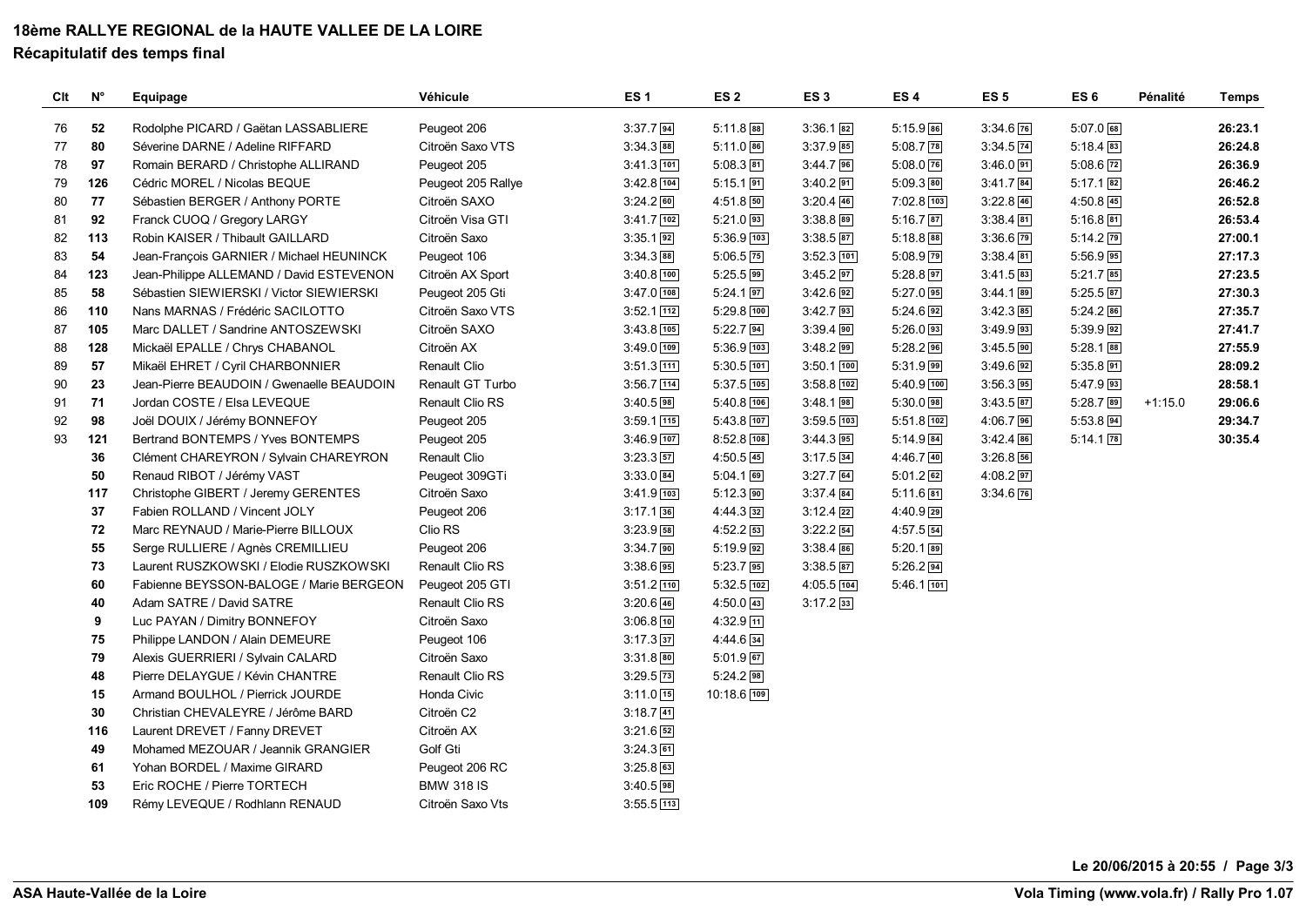# 18ème RALLYE REGIONAL de la HAUTE VALLEE DE LA LOIRE

## Récapitulatif des temps final

| Clt | N° | Equipage | Véhicule | ES 1 | ES 2 | ES 3 | ES 4 | ES 5 | ES 6 | Pénalité | Temps |
|---|---|---|---|---|---|---|---|---|---|---|---|
| 76 | 52 | Rodolphe PICARD / Gaëtan LASSABLIERE | Peugeot 206 | 3:37.7 94 | 5:11.8 88 | 3:36.1 82 | 5:15.9 86 | 3:34.6 76 | 5:07.0 68 | | 26:23.1 |
| 77 | 80 | Séverine DARNE / Adeline RIFFARD | Citroën Saxo VTS | 3:34.3 88 | 5:11.0 86 | 3:37.9 85 | 5:08.7 78 | 3:34.5 74 | 5:18.4 83 | | 26:24.8 |
| 78 | 97 | Romain BERARD / Christophe ALLIRAND | Peugeot 205 | 3:41.3 101 | 5:08.3 81 | 3:44.7 96 | 5:08.0 76 | 3:46.0 91 | 5:08.6 72 | | 26:36.9 |
| 79 | 126 | Cédric MOREL / Nicolas BEQUE | Peugeot 205 Rallye | 3:42.8 104 | 5:15.1 91 | 3:40.2 91 | 5:09.3 80 | 3:41.7 84 | 5:17.1 82 | | 26:46.2 |
| 80 | 77 | Sébastien BERGER / Anthony PORTE | Citroën SAXO | 3:24.2 60 | 4:51.8 50 | 3:20.4 46 | 7:02.8 103 | 3:22.8 46 | 4:50.8 45 | | 26:52.8 |
| 81 | 92 | Franck CUOQ / Gregory LARGY | Citroën Visa GTI | 3:41.7 102 | 5:21.0 93 | 3:38.8 89 | 5:16.7 87 | 3:38.4 81 | 5:16.8 81 | | 26:53.4 |
| 82 | 113 | Robin KAISER / Thibault GAILLARD | Citroën Saxo | 3:35.1 92 | 5:36.9 103 | 3:38.5 87 | 5:18.8 88 | 3:36.6 79 | 5:14.2 79 | | 27:00.1 |
| 83 | 54 | Jean-François GARNIER / Michael HEUNINCK | Peugeot 106 | 3:34.3 88 | 5:06.5 75 | 3:52.3 101 | 5:08.9 79 | 3:38.4 81 | 5:56.9 95 | | 27:17.3 |
| 84 | 123 | Jean-Philippe ALLEMAND / David ESTEVENON | Citroën AX Sport | 3:40.8 100 | 5:25.5 99 | 3:45.2 97 | 5:28.8 97 | 3:41.5 83 | 5:21.7 85 | | 27:23.5 |
| 85 | 58 | Sébastien SIEWIERSKI / Victor SIEWIERSKI | Peugeot 205 Gti | 3:47.0 108 | 5:24.1 97 | 3:42.6 92 | 5:27.0 95 | 3:44.1 89 | 5:25.5 87 | | 27:30.3 |
| 86 | 110 | Nans MARNAS / Frédéric SACILOTTO | Citroën Saxo VTS | 3:52.1 112 | 5:29.8 100 | 3:42.7 93 | 5:24.6 92 | 3:42.3 85 | 5:24.2 86 | | 27:35.7 |
| 87 | 105 | Marc DALLET / Sandrine ANTOSZEWSKI | Citroën SAXO | 3:43.8 105 | 5:22.7 94 | 3:39.4 90 | 5:26.0 93 | 3:49.9 93 | 5:39.9 92 | | 27:41.7 |
| 88 | 128 | Mickaël EPALLE / Chrys CHABANOL | Citroën AX | 3:49.0 109 | 5:36.9 103 | 3:48.2 99 | 5:28.2 96 | 3:45.5 90 | 5:28.1 88 | | 27:55.9 |
| 89 | 57 | Mikaël EHRET / Cyril CHARBONNIER | Renault Clio | 3:51.3 111 | 5:30.5 101 | 3:50.1 100 | 5:31.9 99 | 3:49.6 92 | 5:35.8 91 | | 28:09.2 |
| 90 | 23 | Jean-Pierre BEAUDOIN / Gwenaelle BEAUDOIN | Renault GT Turbo | 3:56.7 114 | 5:37.5 105 | 3:58.8 102 | 5:40.9 100 | 3:56.3 95 | 5:47.9 93 | | 28:58.1 |
| 91 | 71 | Jordan COSTE / Elsa LEVEQUE | Renault Clio RS | 3:40.5 98 | 5:40.8 106 | 3:48.1 98 | 5:30.0 98 | 3:43.5 87 | 5:28.7 89 | +1:15.0 | 29:06.6 |
| 92 | 98 | Joël DOUIX / Jérémy BONNEFOY | Peugeot 205 | 3:59.1 115 | 5:43.8 107 | 3:59.5 103 | 5:51.8 102 | 4:06.7 96 | 5:53.8 94 | | 29:34.7 |
| 93 | 121 | Bertrand BONTEMPS / Yves BONTEMPS | Peugeot 205 | 3:46.9 107 | 8:52.8 108 | 3:44.3 95 | 5:14.9 84 | 3:42.4 86 | 5:14.1 78 | | 30:35.4 |
| | 36 | Clément CHAREYRON / Sylvain CHAREYRON | Renault Clio | 3:23.3 57 | 4:50.5 45 | 3:17.5 34 | 4:46.7 40 | 3:26.8 56 | | | |
| | 50 | Renaud RIBOT / Jérémy VAST | Peugeot 309GTi | 3:33.0 84 | 5:04.1 69 | 3:27.7 64 | 5:01.2 62 | 4:08.2 97 | | | |
| | 117 | Christophe GIBERT / Jeremy GERENTES | Citroën Saxo | 3:41.9 103 | 5:12.3 90 | 3:37.4 84 | 5:11.6 81 | 3:34.6 76 | | | |
| | 37 | Fabien ROLLAND / Vincent JOLY | Peugeot 206 | 3:17.1 36 | 4:44.3 32 | 3:12.4 22 | 4:40.9 29 | | | | |
| | 72 | Marc REYNAUD / Marie-Pierre BILLOUX | Clio RS | 3:23.9 58 | 4:52.2 53 | 3:22.2 54 | 4:57.5 54 | | | | |
| | 55 | Serge RULLIERE / Agnès CREMILLIEU | Peugeot 206 | 3:34.7 90 | 5:19.9 92 | 3:38.4 86 | 5:20.1 89 | | | | |
| | 73 | Laurent RUSZKOWSKI / Elodie RUSZKOWSKI | Renault Clio RS | 3:38.6 95 | 5:23.7 95 | 3:38.5 87 | 5:26.2 94 | | | | |
| | 60 | Fabienne BEYSSON-BALOGE / Marie BERGEON | Peugeot 205 GTI | 3:51.2 110 | 5:32.5 102 | 4:05.5 104 | 5:46.1 101 | | | | |
| | 40 | Adam SATRE / David SATRE | Renault Clio RS | 3:20.6 46 | 4:50.0 43 | 3:17.2 33 | | | | | |
| | 9 | Luc PAYAN / Dimitry BONNEFOY | Citroën Saxo | 3:06.8 10 | 4:32.9 11 | | | | | | |
| | 75 | Philippe LANDON / Alain DEMEURE | Peugeot 106 | 3:17.3 37 | 4:44.6 34 | | | | | | |
| | 79 | Alexis GUERRIERI / Sylvain CALARD | Citroën Saxo | 3:31.8 80 | 5:01.9 67 | | | | | | |
| | 48 | Pierre DELAYGUE / Kévin CHANTRE | Renault Clio RS | 3:29.5 73 | 5:24.2 98 | | | | | | |
| | 15 | Armand BOULHOL / Pierrick JOURDE | Honda Civic | 3:11.0 15 | 10:18.6 109 | | | | | | |
| | 30 | Christian CHEVALEYRE / Jérôme BARD | Citroën C2 | 3:18.7 41 | | | | | | | |
| | 116 | Laurent DREVET / Fanny DREVET | Citroën AX | 3:21.6 52 | | | | | | | |
| | 49 | Mohamed MEZOUAR / Jeannik GRANGIER | Golf Gti | 3:24.3 61 | | | | | | | |
| | 61 | Yohan BORDEL / Maxime GIRARD | Peugeot 206 RC | 3:25.8 63 | | | | | | | |
| | 53 | Eric ROCHE / Pierre TORTECH | BMW 318 IS | 3:40.5 98 | | | | | | | |
| | 109 | Rémy LEVEQUE / Rodhlann RENAUD | Citroën Saxo Vts | 3:55.5 113 | | | | | | | |

Le 20/06/2015 à 20:55

ASA Haute-Vallée de la Loire

Vola Timing (www.vola.fr) / Rally Pro 1.07